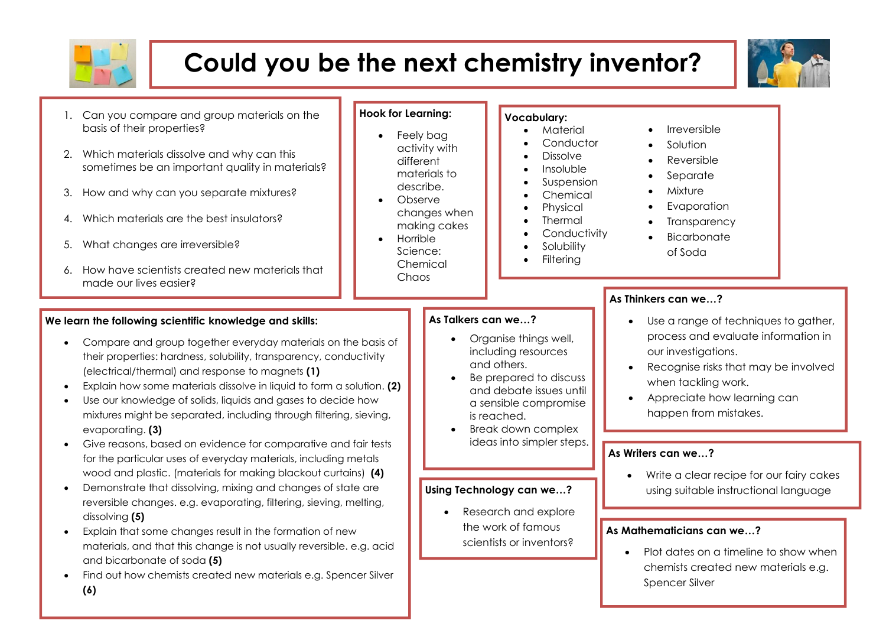# Could you be the next chemistry inventor?

1. Can you compare and group materials on the basis of their properties?
2. Which materials dissolve and why can this sometimes be an important quality in materials?
3. How and why can you separate mixtures?
4. Which materials are the best insulators?
5. What changes are irreversible?
6. How have scientists created new materials that made our lives easier?

**Hook for Learning:**

- Feely bag activity with different materials to describe.
- Observe changes when making cakes
- Horrible Science: Chemical Chaos

**Vocabulary:**

- Material
- Conductor
- Dissolve
- Insoluble
- Suspension
- Chemical
- Physical
- Thermal
- Conductivity
- Solubility
- Filtering
- Irreversible
- Solution
- Reversible
- Separate
- Mixture
- Evaporation
- Transparency
- Bicarbonate of Soda

**We learn the following scientific knowledge and skills:**

- Compare and group together everyday materials on the basis of their properties: hardness, solubility, transparency, conductivity (electrical/thermal) and response to magnets **(1)**
- Explain how some materials dissolve in liquid to form a solution. **(2)**
- Use our knowledge of solids, liquids and gases to decide how mixtures might be separated, including through filtering, sieving, evaporating. **(3)**
- Give reasons, based on evidence for comparative and fair tests for the particular uses of everyday materials, including metals wood and plastic. (materials for making blackout curtains) **(4)**
- Demonstrate that dissolving, mixing and changes of state are reversible changes. e.g. evaporating, filtering, sieving, melting, dissolving **(5)**
- Explain that some changes result in the formation of new materials, and that this change is not usually reversible. e.g. acid and bicarbonate of soda **(5)**
- Find out how chemists created new materials e.g. Spencer Silver **(6)**

**As Talkers can we…?**

- Organise things well, including resources and others.
- Be prepared to discuss and debate issues until a sensible compromise is reached.
- Break down complex ideas into simpler steps.

**Using Technology can we…?**

- Research and explore the work of famous scientists or inventors?

**As Thinkers can we…?**

- Use a range of techniques to gather, process and evaluate information in our investigations.
- Recognise risks that may be involved when tackling work.
- Appreciate how learning can happen from mistakes.

**As Writers can we…?**

- Write a clear recipe for our fairy cakes using suitable instructional language

**As Mathematicians can we…?**

- Plot dates on a timeline to show when chemists created new materials e.g. Spencer Silver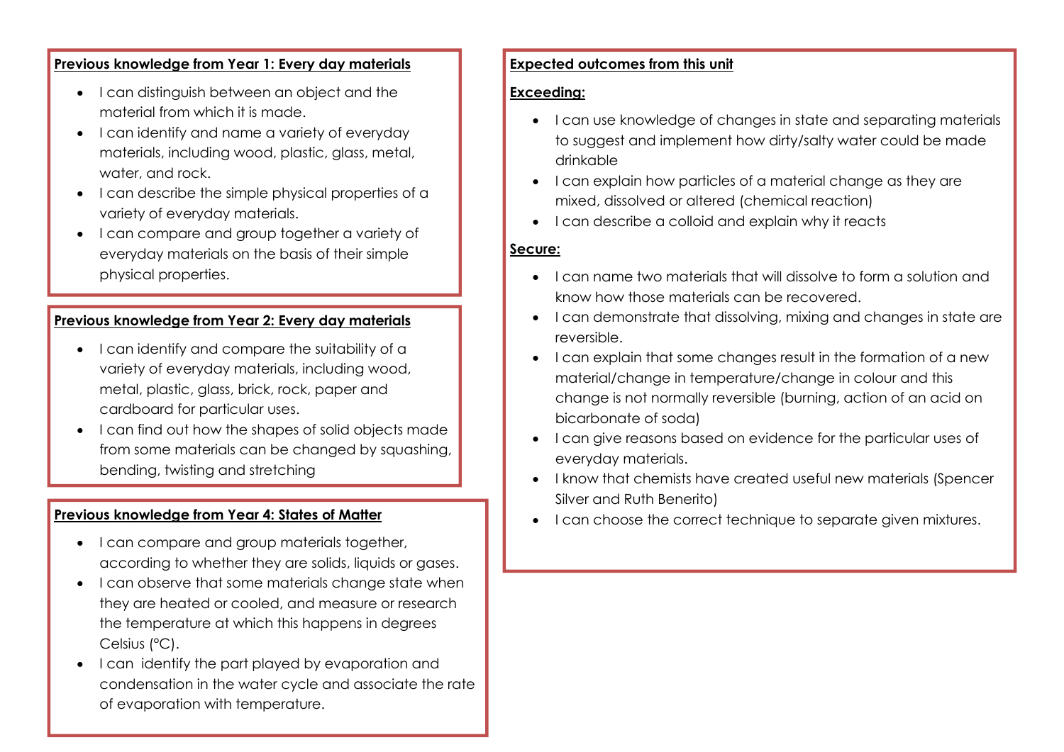**Previous knowledge from Year 1: Every day materials**

- I can distinguish between an object and the material from which it is made.
- I can identify and name a variety of everyday materials, including wood, plastic, glass, metal, water, and rock.
- I can describe the simple physical properties of a variety of everyday materials.
- I can compare and group together a variety of everyday materials on the basis of their simple physical properties.

**Previous knowledge from Year 2: Every day materials**

- I can identify and compare the suitability of a variety of everyday materials, including wood, metal, plastic, glass, brick, rock, paper and cardboard for particular uses.
- I can find out how the shapes of solid objects made from some materials can be changed by squashing, bending, twisting and stretching

**Previous knowledge from Year 4: States of Matter**

- I can compare and group materials together, according to whether they are solids, liquids or gases.
- I can observe that some materials change state when they are heated or cooled, and measure or research the temperature at which this happens in degrees Celsius (°C).
- I can identify the part played by evaporation and condensation in the water cycle and associate the rate of evaporation with temperature.

**Expected outcomes from this unit**

**Exceeding:**

- I can use knowledge of changes in state and separating materials to suggest and implement how dirty/salty water could be made drinkable
- I can explain how particles of a material change as they are mixed, dissolved or altered (chemical reaction)
- I can describe a colloid and explain why it reacts

**Secure:**

- I can name two materials that will dissolve to form a solution and know how those materials can be recovered.
- I can demonstrate that dissolving, mixing and changes in state are reversible.
- I can explain that some changes result in the formation of a new material/change in temperature/change in colour and this change is not normally reversible (burning, action of an acid on bicarbonate of soda)
- I can give reasons based on evidence for the particular uses of everyday materials.
- I know that chemists have created useful new materials (Spencer Silver and Ruth Benerito)
- I can choose the correct technique to separate given mixtures.